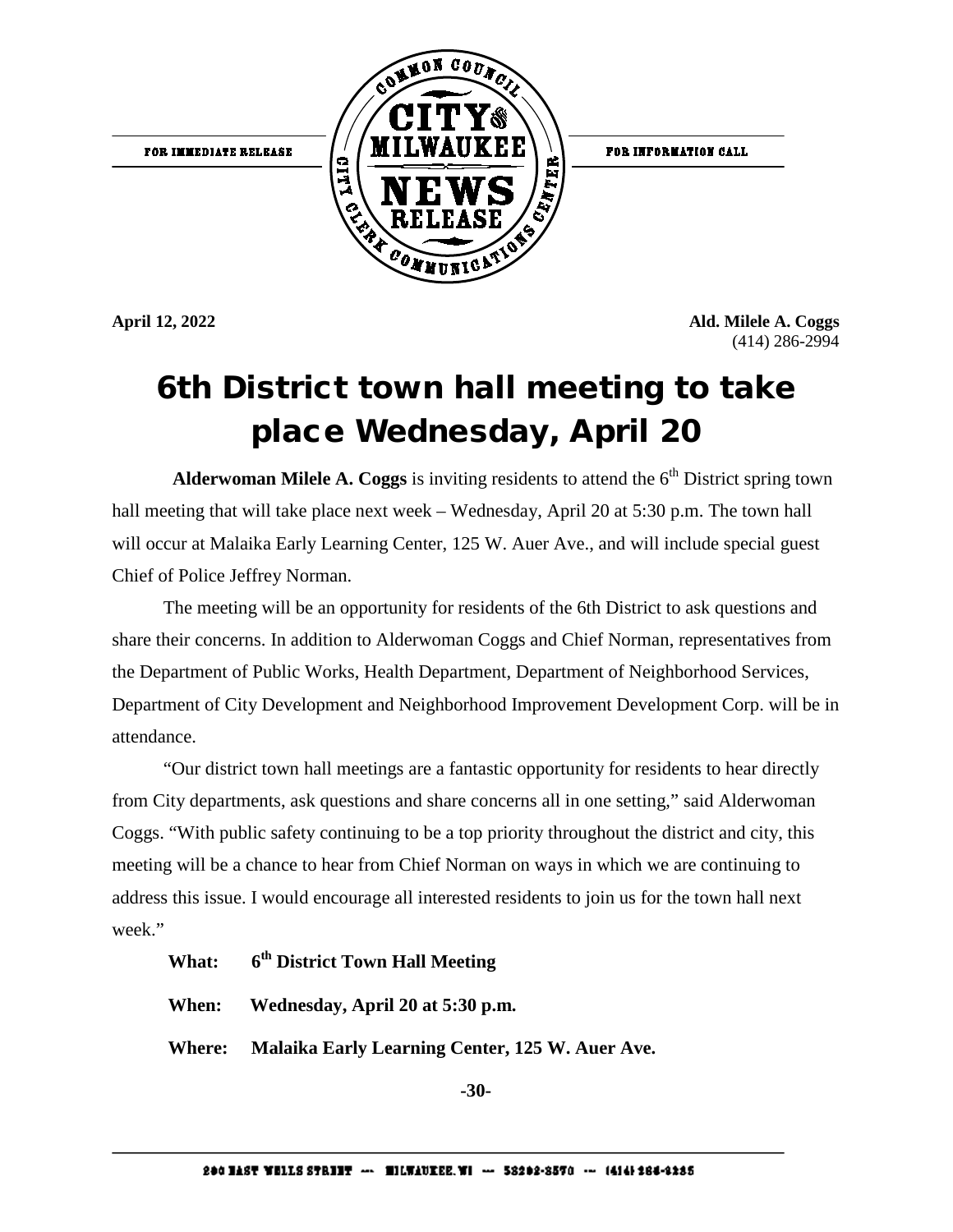FOR IMMEDIATE RELEASE

COMMON COUNCIL CITY OF MILWAUKEE NEWS RELEASE CITY CLERK COMMUNICATIONS CENTER

FOR INFORMATION CALL

**April 12, 2022**

**Ald. Milele A. Coggs**
(414) 286-2994

# 6th District town hall meeting to take place Wednesday, April 20

**Alderwoman Milele A. Coggs** is inviting residents to attend the 6th District spring town hall meeting that will take place next week – Wednesday, April 20 at 5:30 p.m. The town hall will occur at Malaika Early Learning Center, 125 W. Auer Ave., and will include special guest Chief of Police Jeffrey Norman.

The meeting will be an opportunity for residents of the 6th District to ask questions and share their concerns. In addition to Alderwoman Coggs and Chief Norman, representatives from the Department of Public Works, Health Department, Department of Neighborhood Services, Department of City Development and Neighborhood Improvement Development Corp. will be in attendance.

"Our district town hall meetings are a fantastic opportunity for residents to hear directly from City departments, ask questions and share concerns all in one setting," said Alderwoman Coggs. "With public safety continuing to be a top priority throughout the district and city, this meeting will be a chance to hear from Chief Norman on ways in which we are continuing to address this issue. I would encourage all interested residents to join us for the town hall next week."

**What:** **6th District Town Hall Meeting**

**When:** **Wednesday, April 20 at 5:30 p.m.**

**Where:** **Malaika Early Learning Center, 125 W. Auer Ave.**

**-30-**

200 EAST WELLS STREET --- MILWAUKEE, WI --- 53202-3570 --- (414) 286-2285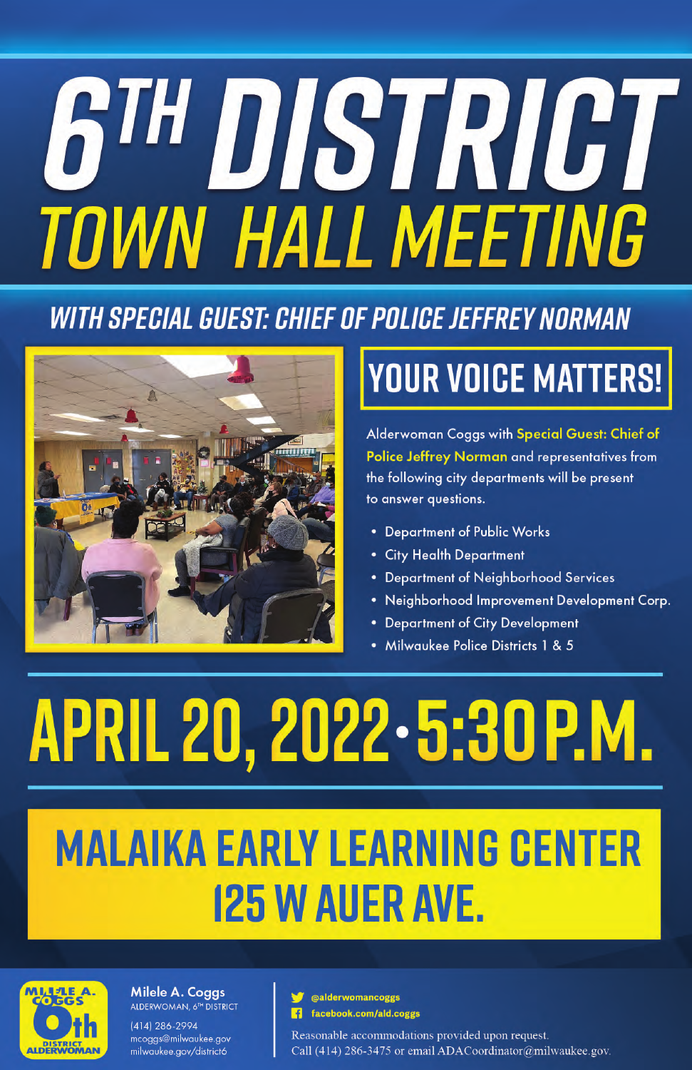# 6TH DISTRICT TOWN HALL MEETING

## WITH SPECIAL GUEST: CHIEF OF POLICE JEFFREY NORMAN

## YOUR VOICE MATTERS!

Alderwoman Coggs with **Special Guest: Chief of Police Jeffrey Norman** and representatives from the following city departments will be present to answer questions.

- Department of Public Works
- City Health Department
- Department of Neighborhood Services
- Neighborhood Improvement Development Corp.
- Department of City Development
- Milwaukee Police Districts 1 & 5

# APRIL 20, 2022 • 5:30 P.M.

# MALAIKA EARLY LEARNING CENTER
# 125 W AUER AVE.

MILELE A. COGGS 6th DISTRICT ALDERWOMAN

**Milele A. Coggs**
ALDERWOMAN, 6TH DISTRICT
(414) 286-2994
mcoggs@milwaukee.gov
milwaukee.gov/district6

@alderwomancoggs
facebook.com/ald.coggs

Reasonable accommodations provided upon request.
Call (414) 286-3475 or email ADACoordinator@milwaukee.gov.